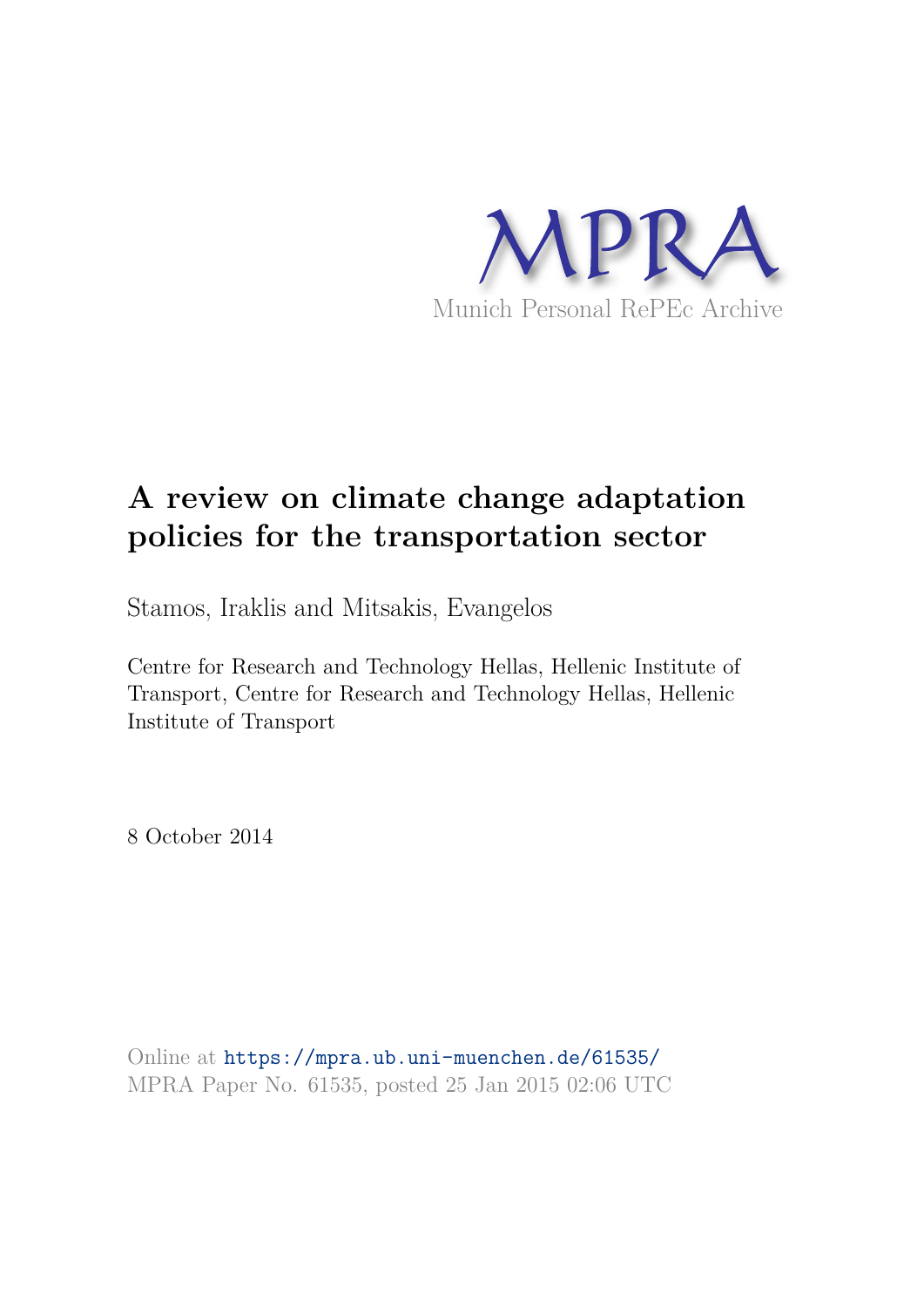MPRA

Munich Personal RePEc Archive

# A review on climate change adaptation policies for the transportation sector

Stamos, Iraklis and Mitsakis, Evangelos

Centre for Research and Technology Hellas, Hellenic Institute of Transport, Centre for Research and Technology Hellas, Hellenic Institute of Transport

8 October 2014

Online at https://mpra.ub.uni-muenchen.de/61535/
MPRA Paper No. 61535, posted 25 Jan 2015 02:06 UTC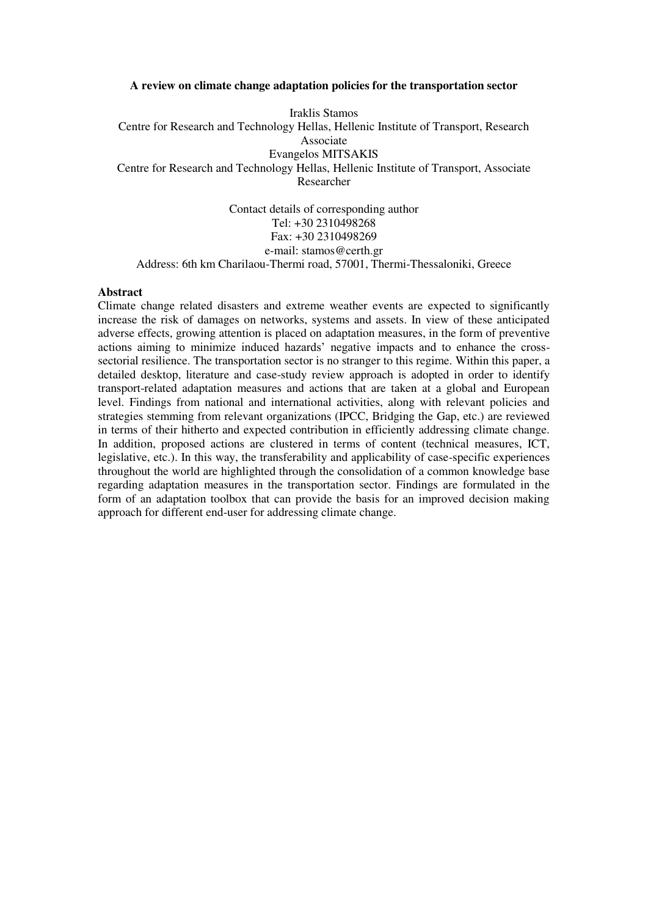**A review on climate change adaptation policies for the transportation sector**

Iraklis Stamos
Centre for Research and Technology Hellas, Hellenic Institute of Transport, Research Associate
Evangelos MITSAKIS
Centre for Research and Technology Hellas, Hellenic Institute of Transport, Associate Researcher

Contact details of corresponding author
Tel: +30 2310498268
Fax: +30 2310498269
e-mail: stamos@certh.gr
Address: 6th km Charilaou-Thermi road, 57001, Thermi-Thessaloniki, Greece

**Abstract**

Climate change related disasters and extreme weather events are expected to significantly increase the risk of damages on networks, systems and assets. In view of these anticipated adverse effects, growing attention is placed on adaptation measures, in the form of preventive actions aiming to minimize induced hazards' negative impacts and to enhance the cross-sectorial resilience. The transportation sector is no stranger to this regime. Within this paper, a detailed desktop, literature and case-study review approach is adopted in order to identify transport-related adaptation measures and actions that are taken at a global and European level. Findings from national and international activities, along with relevant policies and strategies stemming from relevant organizations (IPCC, Bridging the Gap, etc.) are reviewed in terms of their hitherto and expected contribution in efficiently addressing climate change. In addition, proposed actions are clustered in terms of content (technical measures, ICT, legislative, etc.). In this way, the transferability and applicability of case-specific experiences throughout the world are highlighted through the consolidation of a common knowledge base regarding adaptation measures in the transportation sector. Findings are formulated in the form of an adaptation toolbox that can provide the basis for an improved decision making approach for different end-user for addressing climate change.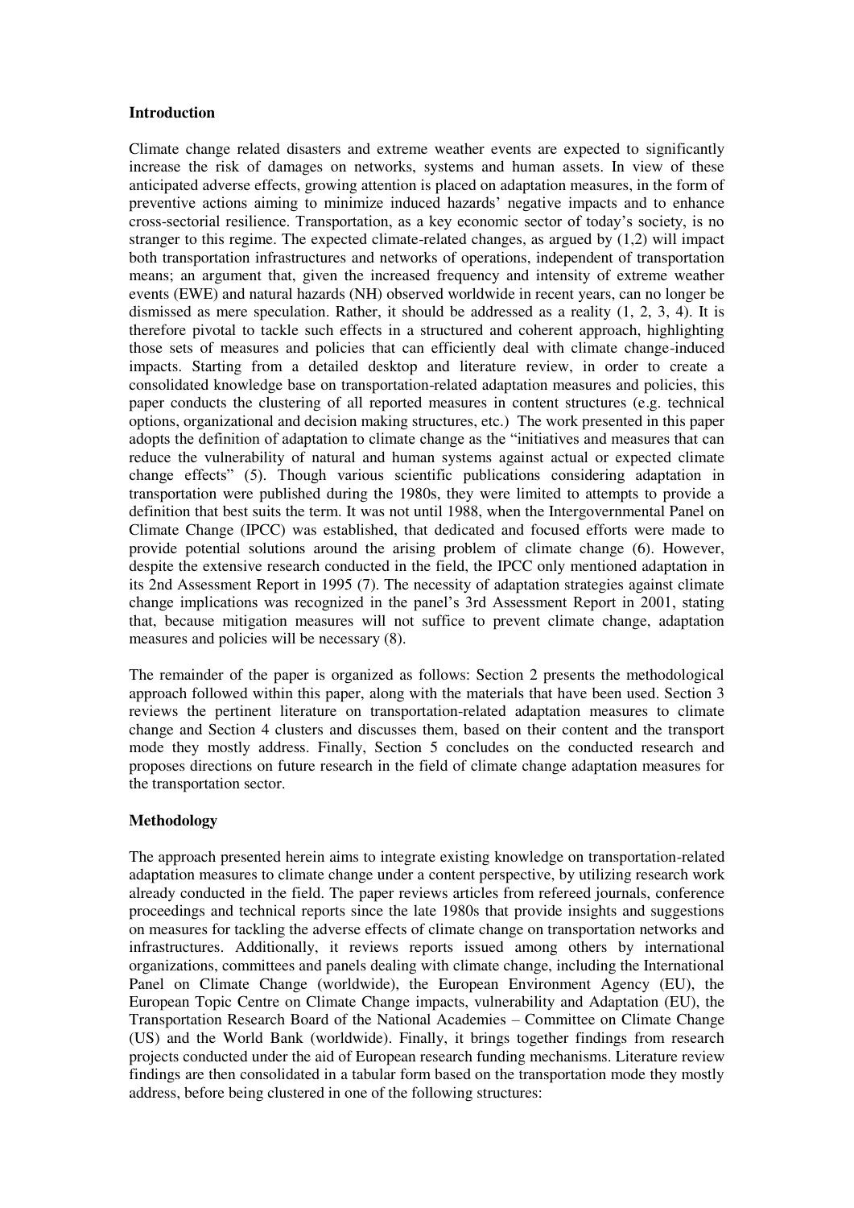**Introduction**

Climate change related disasters and extreme weather events are expected to significantly increase the risk of damages on networks, systems and human assets. In view of these anticipated adverse effects, growing attention is placed on adaptation measures, in the form of preventive actions aiming to minimize induced hazards' negative impacts and to enhance cross-sectorial resilience. Transportation, as a key economic sector of today's society, is no stranger to this regime. The expected climate-related changes, as argued by (1,2) will impact both transportation infrastructures and networks of operations, independent of transportation means; an argument that, given the increased frequency and intensity of extreme weather events (EWE) and natural hazards (NH) observed worldwide in recent years, can no longer be dismissed as mere speculation. Rather, it should be addressed as a reality (1, 2, 3, 4). It is therefore pivotal to tackle such effects in a structured and coherent approach, highlighting those sets of measures and policies that can efficiently deal with climate change-induced impacts. Starting from a detailed desktop and literature review, in order to create a consolidated knowledge base on transportation-related adaptation measures and policies, this paper conducts the clustering of all reported measures in content structures (e.g. technical options, organizational and decision making structures, etc.) The work presented in this paper adopts the definition of adaptation to climate change as the "initiatives and measures that can reduce the vulnerability of natural and human systems against actual or expected climate change effects" (5). Though various scientific publications considering adaptation in transportation were published during the 1980s, they were limited to attempts to provide a definition that best suits the term. It was not until 1988, when the Intergovernmental Panel on Climate Change (IPCC) was established, that dedicated and focused efforts were made to provide potential solutions around the arising problem of climate change (6). However, despite the extensive research conducted in the field, the IPCC only mentioned adaptation in its 2nd Assessment Report in 1995 (7). The necessity of adaptation strategies against climate change implications was recognized in the panel's 3rd Assessment Report in 2001, stating that, because mitigation measures will not suffice to prevent climate change, adaptation measures and policies will be necessary (8).

The remainder of the paper is organized as follows: Section 2 presents the methodological approach followed within this paper, along with the materials that have been used. Section 3 reviews the pertinent literature on transportation-related adaptation measures to climate change and Section 4 clusters and discusses them, based on their content and the transport mode they mostly address. Finally, Section 5 concludes on the conducted research and proposes directions on future research in the field of climate change adaptation measures for the transportation sector.

**Methodology**

The approach presented herein aims to integrate existing knowledge on transportation-related adaptation measures to climate change under a content perspective, by utilizing research work already conducted in the field. The paper reviews articles from refereed journals, conference proceedings and technical reports since the late 1980s that provide insights and suggestions on measures for tackling the adverse effects of climate change on transportation networks and infrastructures. Additionally, it reviews reports issued among others by international organizations, committees and panels dealing with climate change, including the International Panel on Climate Change (worldwide), the European Environment Agency (EU), the European Topic Centre on Climate Change impacts, vulnerability and Adaptation (EU), the Transportation Research Board of the National Academies – Committee on Climate Change (US) and the World Bank (worldwide). Finally, it brings together findings from research projects conducted under the aid of European research funding mechanisms. Literature review findings are then consolidated in a tabular form based on the transportation mode they mostly address, before being clustered in one of the following structures: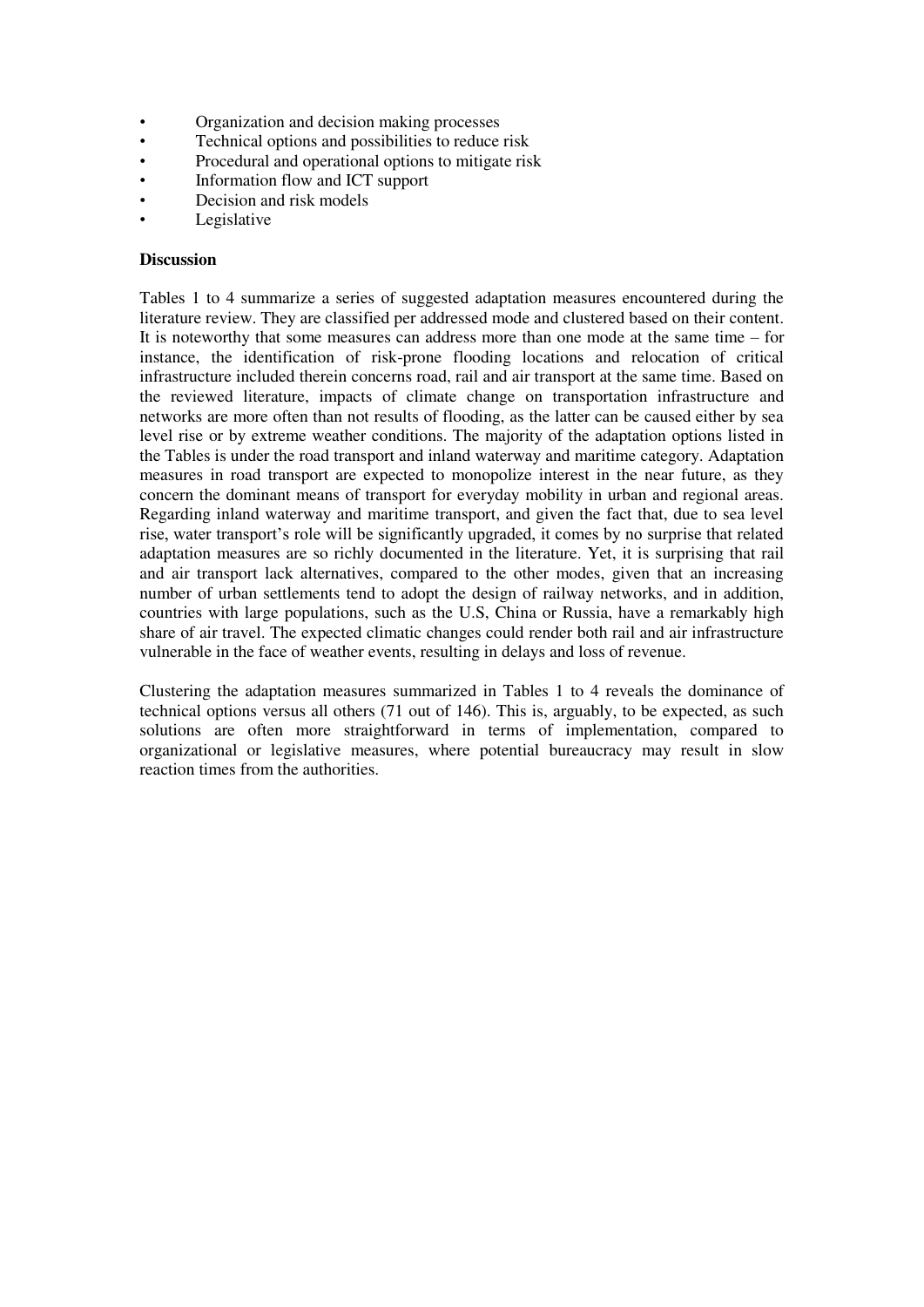- Organization and decision making processes
- Technical options and possibilities to reduce risk
- Procedural and operational options to mitigate risk
- Information flow and ICT support
- Decision and risk models
- Legislative

**Discussion**

Tables 1 to 4 summarize a series of suggested adaptation measures encountered during the literature review. They are classified per addressed mode and clustered based on their content. It is noteworthy that some measures can address more than one mode at the same time – for instance, the identification of risk-prone flooding locations and relocation of critical infrastructure included therein concerns road, rail and air transport at the same time. Based on the reviewed literature, impacts of climate change on transportation infrastructure and networks are more often than not results of flooding, as the latter can be caused either by sea level rise or by extreme weather conditions. The majority of the adaptation options listed in the Tables is under the road transport and inland waterway and maritime category. Adaptation measures in road transport are expected to monopolize interest in the near future, as they concern the dominant means of transport for everyday mobility in urban and regional areas. Regarding inland waterway and maritime transport, and given the fact that, due to sea level rise, water transport's role will be significantly upgraded, it comes by no surprise that related adaptation measures are so richly documented in the literature. Yet, it is surprising that rail and air transport lack alternatives, compared to the other modes, given that an increasing number of urban settlements tend to adopt the design of railway networks, and in addition, countries with large populations, such as the U.S, China or Russia, have a remarkably high share of air travel. The expected climatic changes could render both rail and air infrastructure vulnerable in the face of weather events, resulting in delays and loss of revenue.

Clustering the adaptation measures summarized in Tables 1 to 4 reveals the dominance of technical options versus all others (71 out of 146). This is, arguably, to be expected, as such solutions are often more straightforward in terms of implementation, compared to organizational or legislative measures, where potential bureaucracy may result in slow reaction times from the authorities.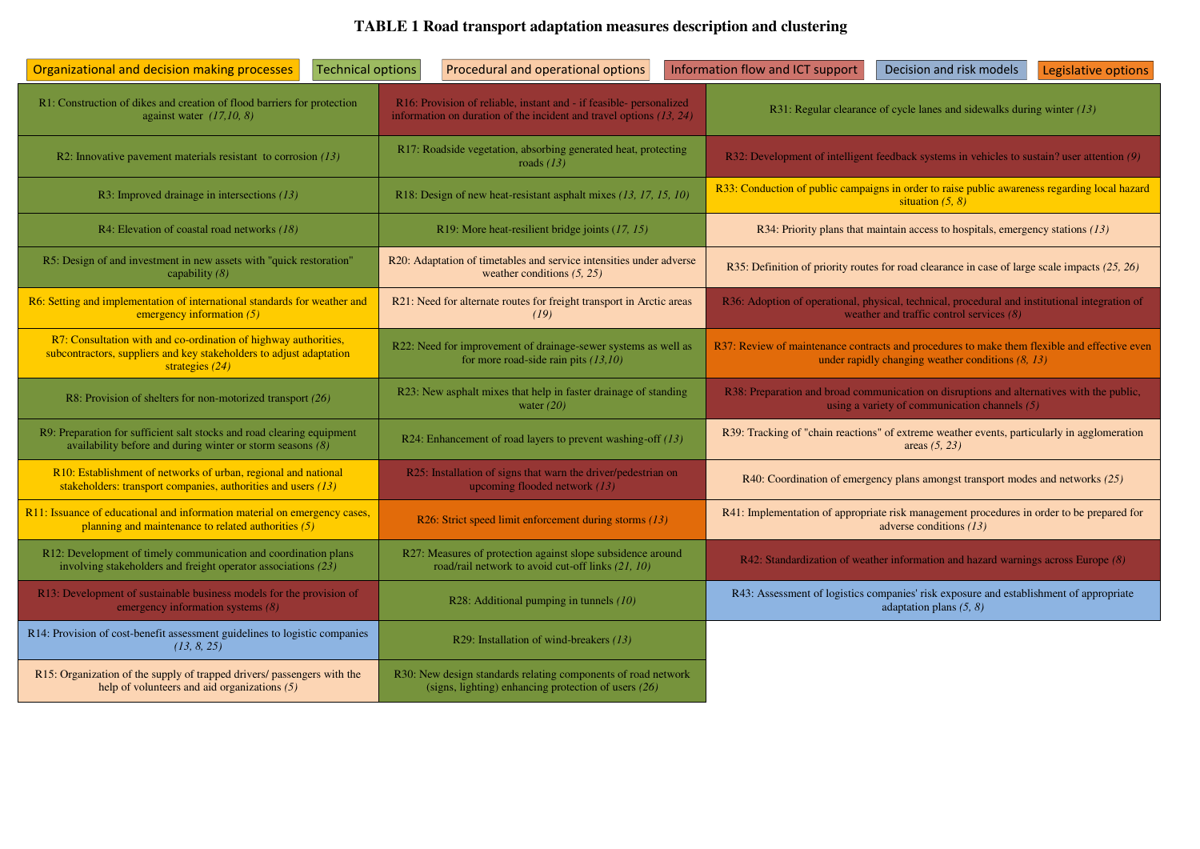**TABLE 1 Road transport adaptation measures description and clustering**

Legend: Organizational and decision making processes | Technical options | Procedural and operational options | Information flow and ICT support | Decision and risk models | Legislative options

| | | |
|---|---|---|
| R1: Construction of dikes and creation of flood barriers for protection against water *(17,10, 8)* | R16: Provision of reliable, instant and - if feasible- personalized information on duration of the incident and travel options *(13, 24)* | R31: Regular clearance of cycle lanes and sidewalks during winter *(13)* |
| R2: Innovative pavement materials resistant to corrosion *(13)* | R17: Roadside vegetation, absorbing generated heat, protecting roads *(13)* | R32: Development of intelligent feedback systems in vehicles to sustain? user attention *(9)* |
| R3: Improved drainage in intersections *(13)* | R18: Design of new heat-resistant asphalt mixes *(13, 17, 15, 10)* | R33: Conduction of public campaigns in order to raise public awareness regarding local hazard situation *(5, 8)* |
| R4: Elevation of coastal road networks *(18)* | R19: More heat-resilient bridge joints *(17, 15)* | R34: Priority plans that maintain access to hospitals, emergency stations *(13)* |
| R5: Design of and investment in new assets with "quick restoration" capability *(8)* | R20: Adaptation of timetables and service intensities under adverse weather conditions *(5, 25)* | R35: Definition of priority routes for road clearance in case of large scale impacts *(25, 26)* |
| R6: Setting and implementation of international standards for weather and emergency information *(5)* | R21: Need for alternate routes for freight transport in Arctic areas *(19)* | R36: Adoption of operational, physical, technical, procedural and institutional integration of weather and traffic control services *(8)* |
| R7: Consultation with and co-ordination of highway authorities, subcontractors, suppliers and key stakeholders to adjust adaptation strategies *(24)* | R22: Need for improvement of drainage-sewer systems as well as for more road-side rain pits *(13,10)* | R37: Review of maintenance contracts and procedures to make them flexible and effective even under rapidly changing weather conditions *(8, 13)* |
| R8: Provision of shelters for non-motorized transport *(26)* | R23: New asphalt mixes that help in faster drainage of standing water *(20)* | R38: Preparation and broad communication on disruptions and alternatives with the public, using a variety of communication channels *(5)* |
| R9: Preparation for sufficient salt stocks and road clearing equipment availability before and during winter or storm seasons *(8)* | R24: Enhancement of road layers to prevent washing-off *(13)* | R39: Tracking of "chain reactions" of extreme weather events, particularly in agglomeration areas *(5, 23)* |
| R10: Establishment of networks of urban, regional and national stakeholders: transport companies, authorities and users *(13)* | R25: Installation of signs that warn the driver/pedestrian on upcoming flooded network *(13)* | R40: Coordination of emergency plans amongst transport modes and networks *(25)* |
| R11: Issuance of educational and information material on emergency cases, planning and maintenance to related authorities *(5)* | R26: Strict speed limit enforcement during storms *(13)* | R41: Implementation of appropriate risk management procedures in order to be prepared for adverse conditions *(13)* |
| R12: Development of timely communication and coordination plans involving stakeholders and freight operator associations *(23)* | R27: Measures of protection against slope subsidence around road/rail network to avoid cut-off links *(21, 10)* | R42: Standardization of weather information and hazard warnings across Europe *(8)* |
| R13: Development of sustainable business models for the provision of emergency information systems *(8)* | R28: Additional pumping in tunnels *(10)* | R43: Assessment of logistics companies' risk exposure and establishment of appropriate adaptation plans *(5, 8)* |
| R14: Provision of cost-benefit assessment guidelines to logistic companies *(13, 8, 25)* | R29: Installation of wind-breakers *(13)* | |
| R15: Organization of the supply of trapped drivers/ passengers with the help of volunteers and aid organizations *(5)* | R30: New design standards relating components of road network (signs, lighting) enhancing protection of users *(26)* | |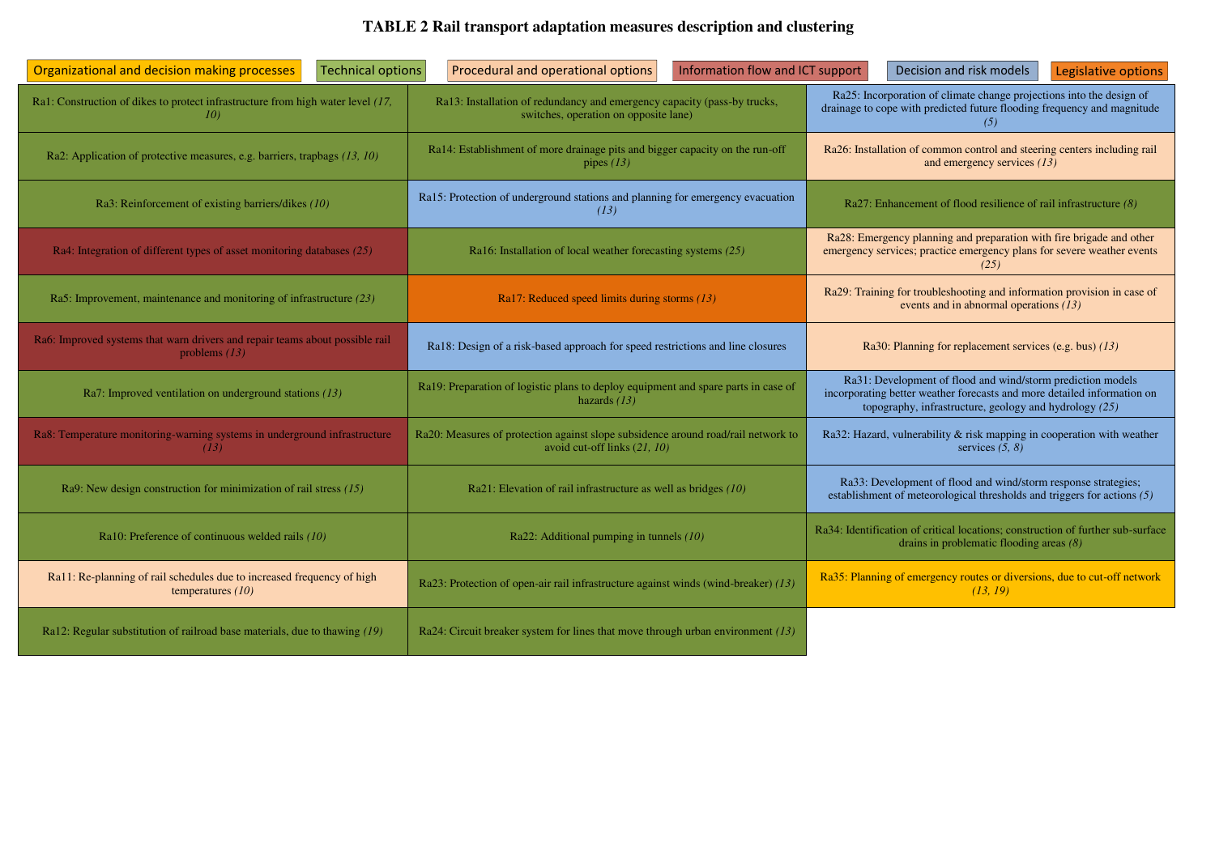# TABLE 2 Rail transport adaptation measures description and clustering

Organizational and decision making processes | Technical options | Procedural and operational options | Information flow and ICT support | Decision and risk models | Legislative options

| | | |
|---|---|---|
| Ra1: Construction of dikes to protect infrastructure from high water level *(17, 10)* | Ra13: Installation of redundancy and emergency capacity (pass-by trucks, switches, operation on opposite lane) | Ra25: Incorporation of climate change projections into the design of drainage to cope with predicted future flooding frequency and magnitude *(5)* |
| Ra2: Application of protective measures, e.g. barriers, trapbags *(13, 10)* | Ra14: Establishment of more drainage pits and bigger capacity on the run-off pipes *(13)* | Ra26: Installation of common control and steering centers including rail and emergency services *(13)* |
| Ra3: Reinforcement of existing barriers/dikes *(10)* | Ra15: Protection of underground stations and planning for emergency evacuation *(13)* | Ra27: Enhancement of flood resilience of rail infrastructure *(8)* |
| Ra4: Integration of different types of asset monitoring databases *(25)* | Ra16: Installation of local weather forecasting systems *(25)* | Ra28: Emergency planning and preparation with fire brigade and other emergency services; practice emergency plans for severe weather events *(25)* |
| Ra5: Improvement, maintenance and monitoring of infrastructure *(23)* | Ra17: Reduced speed limits during storms *(13)* | Ra29: Training for troubleshooting and information provision in case of events and in abnormal operations *(13)* |
| Ra6: Improved systems that warn drivers and repair teams about possible rail problems *(13)* | Ra18: Design of a risk-based approach for speed restrictions and line closures | Ra30: Planning for replacement services (e.g. bus) *(13)* |
| Ra7: Improved ventilation on underground stations *(13)* | Ra19: Preparation of logistic plans to deploy equipment and spare parts in case of hazards *(13)* | Ra31: Development of flood and wind/storm prediction models incorporating better weather forecasts and more detailed information on topography, infrastructure, geology and hydrology *(25)* |
| Ra8: Temperature monitoring-warning systems in underground infrastructure *(13)* | Ra20: Measures of protection against slope subsidence around road/rail network to avoid cut-off links *(21, 10)* | Ra32: Hazard, vulnerability & risk mapping in cooperation with weather services *(5, 8)* |
| Ra9: New design construction for minimization of rail stress *(15)* | Ra21: Elevation of rail infrastructure as well as bridges *(10)* | Ra33: Development of flood and wind/storm response strategies; establishment of meteorological thresholds and triggers for actions *(5)* |
| Ra10: Preference of continuous welded rails *(10)* | Ra22: Additional pumping in tunnels *(10)* | Ra34: Identification of critical locations; construction of further sub-surface drains in problematic flooding areas *(8)* |
| Ra11: Re-planning of rail schedules due to increased frequency of high temperatures *(10)* | Ra23: Protection of open-air rail infrastructure against winds (wind-breaker) *(13)* | Ra35: Planning of emergency routes or diversions, due to cut-off network *(13, 19)* |
| Ra12: Regular substitution of railroad base materials, due to thawing *(19)* | Ra24: Circuit breaker system for lines that move through urban environment *(13)* | |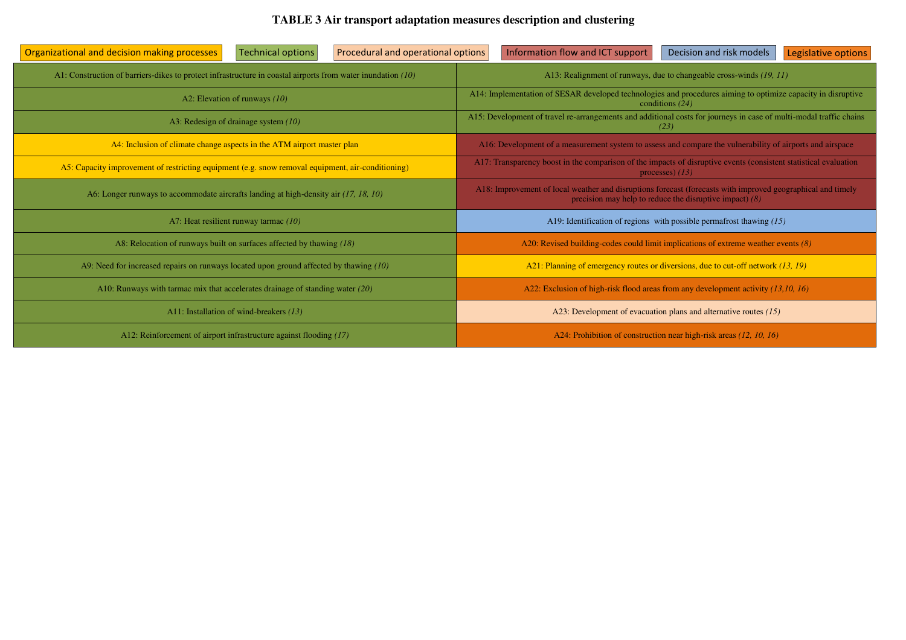**TABLE 3 Air transport adaptation measures description and clustering**

Organizational and decision making processes | Technical options | Procedural and operational options | Information flow and ICT support | Decision and risk models | Legislative options

| | |
|---|---|
| A1: Construction of barriers-dikes to protect infrastructure in coastal airports from water inundation *(10)* | A13: Realignment of runways, due to changeable cross-winds *(19, 11)* |
| A2: Elevation of runways *(10)* | A14: Implementation of SESAR developed technologies and procedures aiming to optimize capacity in disruptive conditions *(24)* |
| A3: Redesign of drainage system *(10)* | A15: Development of travel re-arrangements and additional costs for journeys in case of multi-modal traffic chains *(23)* |
| A4: Inclusion of climate change aspects in the ATM airport master plan | A16: Development of a measurement system to assess and compare the vulnerability of airports and airspace |
| A5: Capacity improvement of restricting equipment (e.g. snow removal equipment, air-conditioning) | A17: Transparency boost in the comparison of the impacts of disruptive events (consistent statistical evaluation processes) *(13)* |
| A6: Longer runways to accommodate aircrafts landing at high-density air *(17, 18, 10)* | A18: Improvement of local weather and disruptions forecast (forecasts with improved geographical and timely precision may help to reduce the disruptive impact) *(8)* |
| A7: Heat resilient runway tarmac *(10)* | A19: Identification of regions with possible permafrost thawing *(15)* |
| A8: Relocation of runways built on surfaces affected by thawing *(18)* | A20: Revised building-codes could limit implications of extreme weather events *(8)* |
| A9: Need for increased repairs on runways located upon ground affected by thawing *(10)* | A21: Planning of emergency routes or diversions, due to cut-off network *(13, 19)* |
| A10: Runways with tarmac mix that accelerates drainage of standing water *(20)* | A22: Exclusion of high-risk flood areas from any development activity *(13,10, 16)* |
| A11: Installation of wind-breakers *(13)* | A23: Development of evacuation plans and alternative routes *(15)* |
| A12: Reinforcement of airport infrastructure against flooding *(17)* | A24: Prohibition of construction near high-risk areas *(12, 10, 16)* |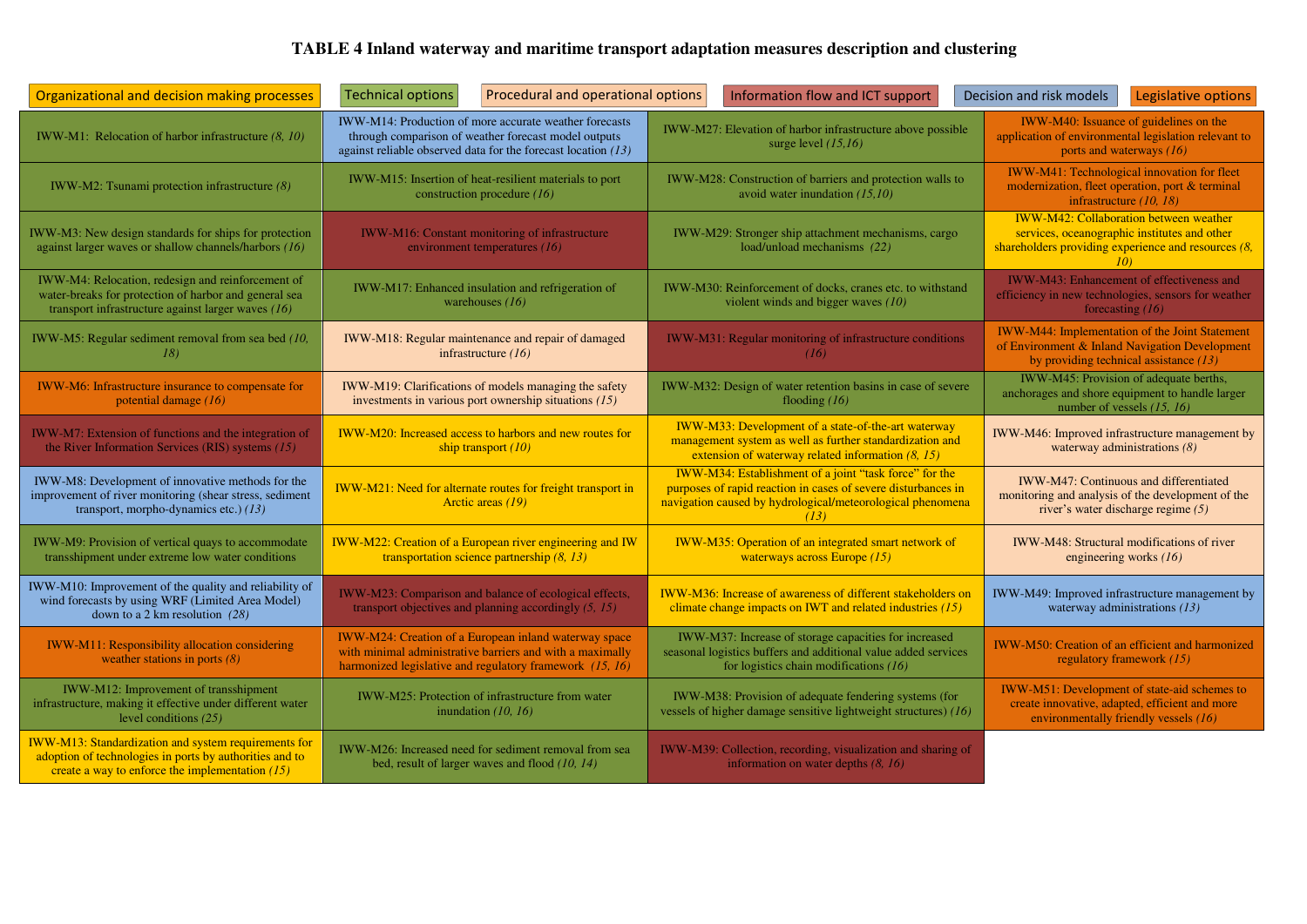# TABLE 4 Inland waterway and maritime transport adaptation measures description and clustering

Organizational and decision making processes | Technical options | Procedural and operational options | Information flow and ICT support | Decision and risk models | Legislative options

| | | | |
|---|---|---|---|
| IWW-M1: Relocation of harbor infrastructure *(8, 10)* | IWW-M14: Production of more accurate weather forecasts through comparison of weather forecast model outputs against reliable observed data for the forecast location *(13)* | IWW-M27: Elevation of harbor infrastructure above possible surge level *(15,16)* | IWW-M40: Issuance of guidelines on the application of environmental legislation relevant to ports and waterways *(16)* |
| IWW-M2: Tsunami protection infrastructure *(8)* | IWW-M15: Insertion of heat-resilient materials to port construction procedure *(16)* | IWW-M28: Construction of barriers and protection walls to avoid water inundation *(15,10)* | IWW-M41: Technological innovation for fleet modernization, fleet operation, port & terminal infrastructure *(10, 18)* |
| IWW-M3: New design standards for ships for protection against larger waves or shallow channels/harbors *(16)* | IWW-M16: Constant monitoring of infrastructure environment temperatures *(16)* | IWW-M29: Stronger ship attachment mechanisms, cargo load/unload mechanisms *(22)* | IWW-M42: Collaboration between weather services, oceanographic institutes and other shareholders providing experience and resources *(8, 10)* |
| IWW-M4: Relocation, redesign and reinforcement of water-breaks for protection of harbor and general sea transport infrastructure against larger waves *(16)* | IWW-M17: Enhanced insulation and refrigeration of warehouses *(16)* | IWW-M30: Reinforcement of docks, cranes etc. to withstand violent winds and bigger waves *(10)* | IWW-M43: Enhancement of effectiveness and efficiency in new technologies, sensors for weather forecasting *(16)* |
| IWW-M5: Regular sediment removal from sea bed *(10, 18)* | IWW-M18: Regular maintenance and repair of damaged infrastructure *(16)* | IWW-M31: Regular monitoring of infrastructure conditions *(16)* | IWW-M44: Implementation of the Joint Statement of Environment & Inland Navigation Development by providing technical assistance *(13)* |
| IWW-M6: Infrastructure insurance to compensate for potential damage *(16)* | IWW-M19: Clarifications of models managing the safety investments in various port ownership situations *(15)* | IWW-M32: Design of water retention basins in case of severe flooding *(16)* | IWW-M45: Provision of adequate berths, anchorages and shore equipment to handle larger number of vessels *(15, 16)* |
| IWW-M7: Extension of functions and the integration of the River Information Services (RIS) systems *(15)* | IWW-M20: Increased access to harbors and new routes for ship transport *(10)* | IWW-M33: Development of a state-of-the-art waterway management system as well as further standardization and extension of waterway related information *(8, 15)* | IWW-M46: Improved infrastructure management by waterway administrations *(8)* |
| IWW-M8: Development of innovative methods for the improvement of river monitoring (shear stress, sediment transport, morpho-dynamics etc.) *(13)* | IWW-M21: Need for alternate routes for freight transport in Arctic areas *(19)* | IWW-M34: Establishment of a joint "task force" for the purposes of rapid reaction in cases of severe disturbances in navigation caused by hydrological/meteorological phenomena *(13)* | IWW-M47: Continuous and differentiated monitoring and analysis of the development of the river's water discharge regime *(5)* |
| IWW-M9: Provision of vertical quays to accommodate transshipment under extreme low water conditions | IWW-M22: Creation of a European river engineering and IW transportation science partnership *(8, 13)* | IWW-M35: Operation of an integrated smart network of waterways across Europe *(15)* | IWW-M48: Structural modifications of river engineering works *(16)* |
| IWW-M10: Improvement of the quality and reliability of wind forecasts by using WRF (Limited Area Model) down to a 2 km resolution *(28)* | IWW-M23: Comparison and balance of ecological effects, transport objectives and planning accordingly *(5, 15)* | IWW-M36: Increase of awareness of different stakeholders on climate change impacts on IWT and related industries *(15)* | IWW-M49: Improved infrastructure management by waterway administrations *(13)* |
| IWW-M11: Responsibility allocation considering weather stations in ports *(8)* | IWW-M24: Creation of a European inland waterway space with minimal administrative barriers and with a maximally harmonized legislative and regulatory framework *(15, 16)* | IWW-M37: Increase of storage capacities for increased seasonal logistics buffers and additional value added services for logistics chain modifications *(16)* | IWW-M50: Creation of an efficient and harmonized regulatory framework *(15)* |
| IWW-M12: Improvement of transshipment infrastructure, making it effective under different water level conditions *(25)* | IWW-M25: Protection of infrastructure from water inundation *(10, 16)* | IWW-M38: Provision of adequate fendering systems (for vessels of higher damage sensitive lightweight structures) *(16)* | IWW-M51: Development of state-aid schemes to create innovative, adapted, efficient and more environmentally friendly vessels *(16)* |
| IWW-M13: Standardization and system requirements for adoption of technologies in ports by authorities and to create a way to enforce the implementation *(15)* | IWW-M26: Increased need for sediment removal from sea bed, result of larger waves and flood *(10, 14)* | IWW-M39: Collection, recording, visualization and sharing of information on water depths *(8, 16)* | |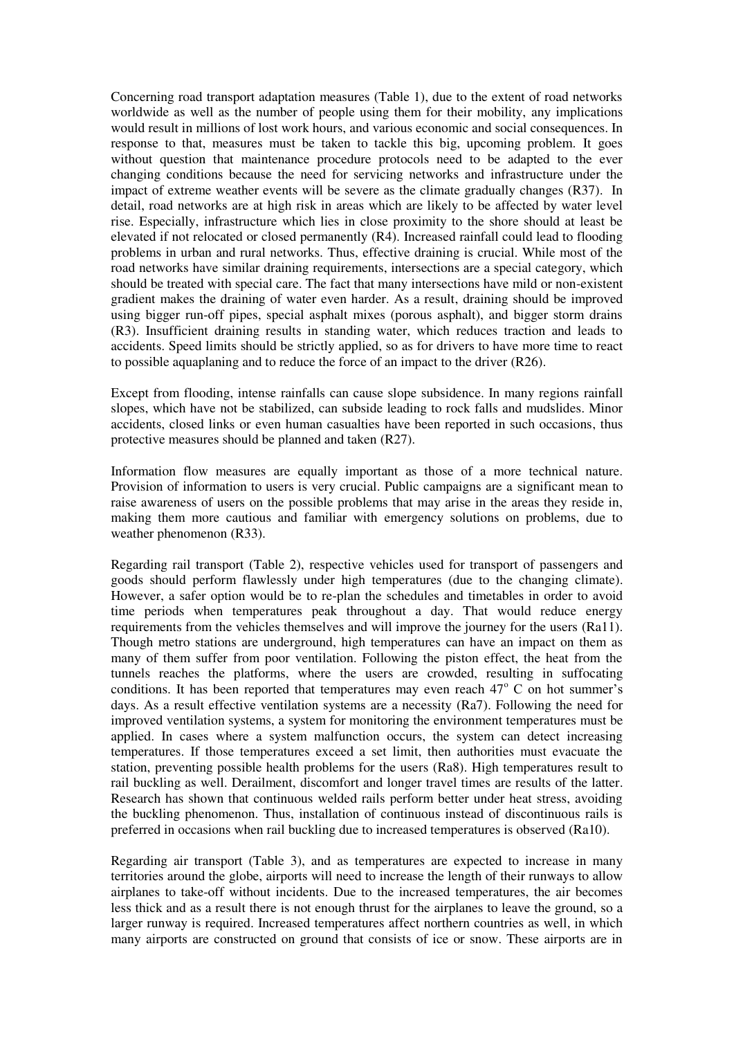Concerning road transport adaptation measures (Table 1), due to the extent of road networks worldwide as well as the number of people using them for their mobility, any implications would result in millions of lost work hours, and various economic and social consequences. In response to that, measures must be taken to tackle this big, upcoming problem. It goes without question that maintenance procedure protocols need to be adapted to the ever changing conditions because the need for servicing networks and infrastructure under the impact of extreme weather events will be severe as the climate gradually changes (R37). In detail, road networks are at high risk in areas which are likely to be affected by water level rise. Especially, infrastructure which lies in close proximity to the shore should at least be elevated if not relocated or closed permanently (R4). Increased rainfall could lead to flooding problems in urban and rural networks. Thus, effective draining is crucial. While most of the road networks have similar draining requirements, intersections are a special category, which should be treated with special care. The fact that many intersections have mild or non-existent gradient makes the draining of water even harder. As a result, draining should be improved using bigger run-off pipes, special asphalt mixes (porous asphalt), and bigger storm drains (R3). Insufficient draining results in standing water, which reduces traction and leads to accidents. Speed limits should be strictly applied, so as for drivers to have more time to react to possible aquaplaning and to reduce the force of an impact to the driver (R26).

Except from flooding, intense rainfalls can cause slope subsidence. In many regions rainfall slopes, which have not be stabilized, can subside leading to rock falls and mudslides. Minor accidents, closed links or even human casualties have been reported in such occasions, thus protective measures should be planned and taken (R27).

Information flow measures are equally important as those of a more technical nature. Provision of information to users is very crucial. Public campaigns are a significant mean to raise awareness of users on the possible problems that may arise in the areas they reside in, making them more cautious and familiar with emergency solutions on problems, due to weather phenomenon (R33).

Regarding rail transport (Table 2), respective vehicles used for transport of passengers and goods should perform flawlessly under high temperatures (due to the changing climate). However, a safer option would be to re-plan the schedules and timetables in order to avoid time periods when temperatures peak throughout a day. That would reduce energy requirements from the vehicles themselves and will improve the journey for the users (Ra11). Though metro stations are underground, high temperatures can have an impact on them as many of them suffer from poor ventilation. Following the piston effect, the heat from the tunnels reaches the platforms, where the users are crowded, resulting in suffocating conditions. It has been reported that temperatures may even reach 47$^{o}$ C on hot summer's days. As a result effective ventilation systems are a necessity (Ra7). Following the need for improved ventilation systems, a system for monitoring the environment temperatures must be applied. In cases where a system malfunction occurs, the system can detect increasing temperatures. If those temperatures exceed a set limit, then authorities must evacuate the station, preventing possible health problems for the users (Ra8). High temperatures result to rail buckling as well. Derailment, discomfort and longer travel times are results of the latter. Research has shown that continuous welded rails perform better under heat stress, avoiding the buckling phenomenon. Thus, installation of continuous instead of discontinuous rails is preferred in occasions when rail buckling due to increased temperatures is observed (Ra10).

Regarding air transport (Table 3), and as temperatures are expected to increase in many territories around the globe, airports will need to increase the length of their runways to allow airplanes to take-off without incidents. Due to the increased temperatures, the air becomes less thick and as a result there is not enough thrust for the airplanes to leave the ground, so a larger runway is required. Increased temperatures affect northern countries as well, in which many airports are constructed on ground that consists of ice or snow. These airports are in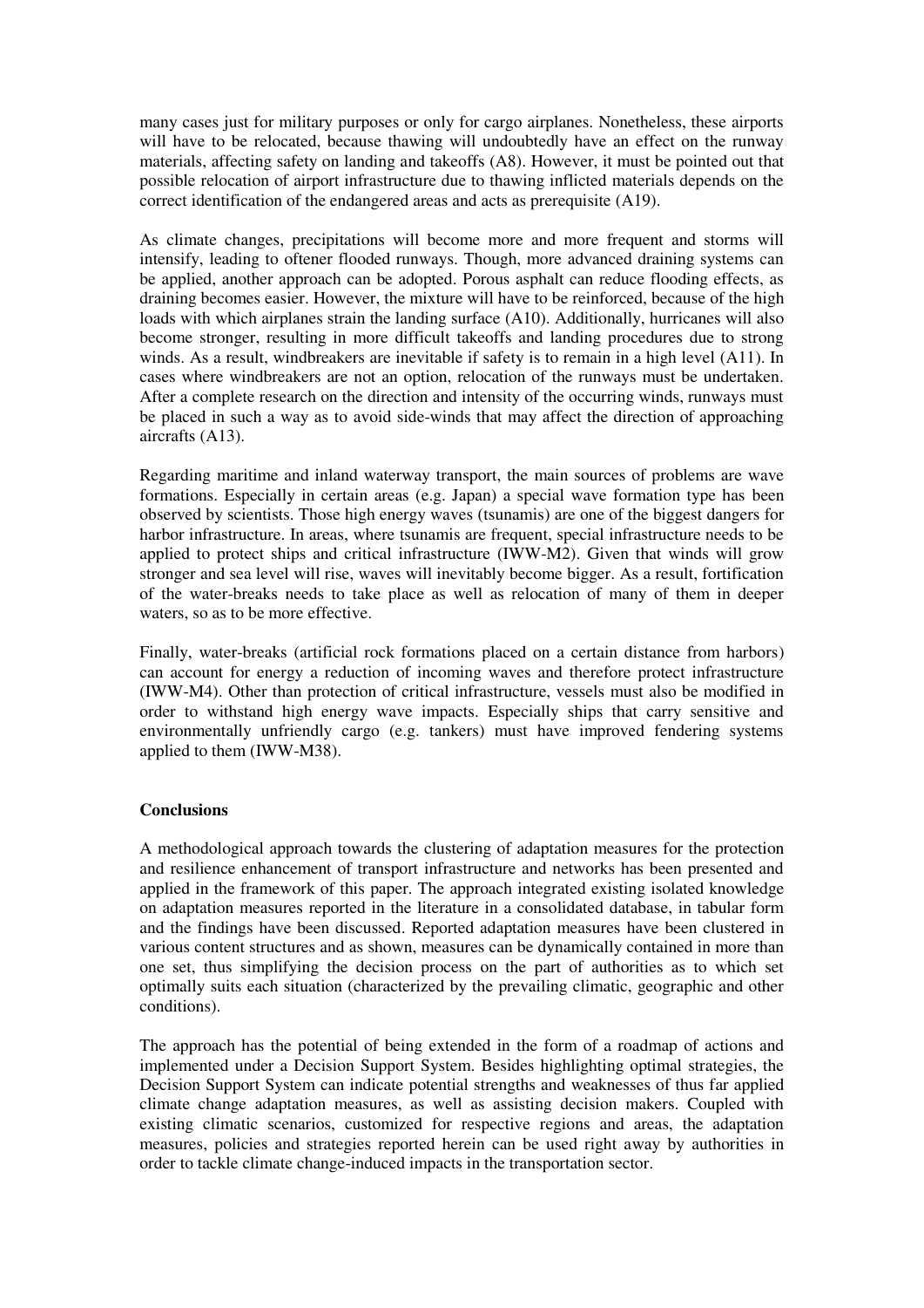many cases just for military purposes or only for cargo airplanes. Nonetheless, these airports will have to be relocated, because thawing will undoubtedly have an effect on the runway materials, affecting safety on landing and takeoffs (A8). However, it must be pointed out that possible relocation of airport infrastructure due to thawing inflicted materials depends on the correct identification of the endangered areas and acts as prerequisite (A19).

As climate changes, precipitations will become more and more frequent and storms will intensify, leading to oftener flooded runways. Though, more advanced draining systems can be applied, another approach can be adopted. Porous asphalt can reduce flooding effects, as draining becomes easier. However, the mixture will have to be reinforced, because of the high loads with which airplanes strain the landing surface (A10). Additionally, hurricanes will also become stronger, resulting in more difficult takeoffs and landing procedures due to strong winds. As a result, windbreakers are inevitable if safety is to remain in a high level (A11). In cases where windbreakers are not an option, relocation of the runways must be undertaken. After a complete research on the direction and intensity of the occurring winds, runways must be placed in such a way as to avoid side-winds that may affect the direction of approaching aircrafts (A13).

Regarding maritime and inland waterway transport, the main sources of problems are wave formations. Especially in certain areas (e.g. Japan) a special wave formation type has been observed by scientists. Those high energy waves (tsunamis) are one of the biggest dangers for harbor infrastructure. In areas, where tsunamis are frequent, special infrastructure needs to be applied to protect ships and critical infrastructure (IWW-M2). Given that winds will grow stronger and sea level will rise, waves will inevitably become bigger. As a result, fortification of the water-breaks needs to take place as well as relocation of many of them in deeper waters, so as to be more effective.

Finally, water-breaks (artificial rock formations placed on a certain distance from harbors) can account for energy a reduction of incoming waves and therefore protect infrastructure (IWW-M4). Other than protection of critical infrastructure, vessels must also be modified in order to withstand high energy wave impacts. Especially ships that carry sensitive and environmentally unfriendly cargo (e.g. tankers) must have improved fendering systems applied to them (IWW-M38).

## Conclusions

A methodological approach towards the clustering of adaptation measures for the protection and resilience enhancement of transport infrastructure and networks has been presented and applied in the framework of this paper. The approach integrated existing isolated knowledge on adaptation measures reported in the literature in a consolidated database, in tabular form and the findings have been discussed. Reported adaptation measures have been clustered in various content structures and as shown, measures can be dynamically contained in more than one set, thus simplifying the decision process on the part of authorities as to which set optimally suits each situation (characterized by the prevailing climatic, geographic and other conditions).

The approach has the potential of being extended in the form of a roadmap of actions and implemented under a Decision Support System. Besides highlighting optimal strategies, the Decision Support System can indicate potential strengths and weaknesses of thus far applied climate change adaptation measures, as well as assisting decision makers. Coupled with existing climatic scenarios, customized for respective regions and areas, the adaptation measures, policies and strategies reported herein can be used right away by authorities in order to tackle climate change-induced impacts in the transportation sector.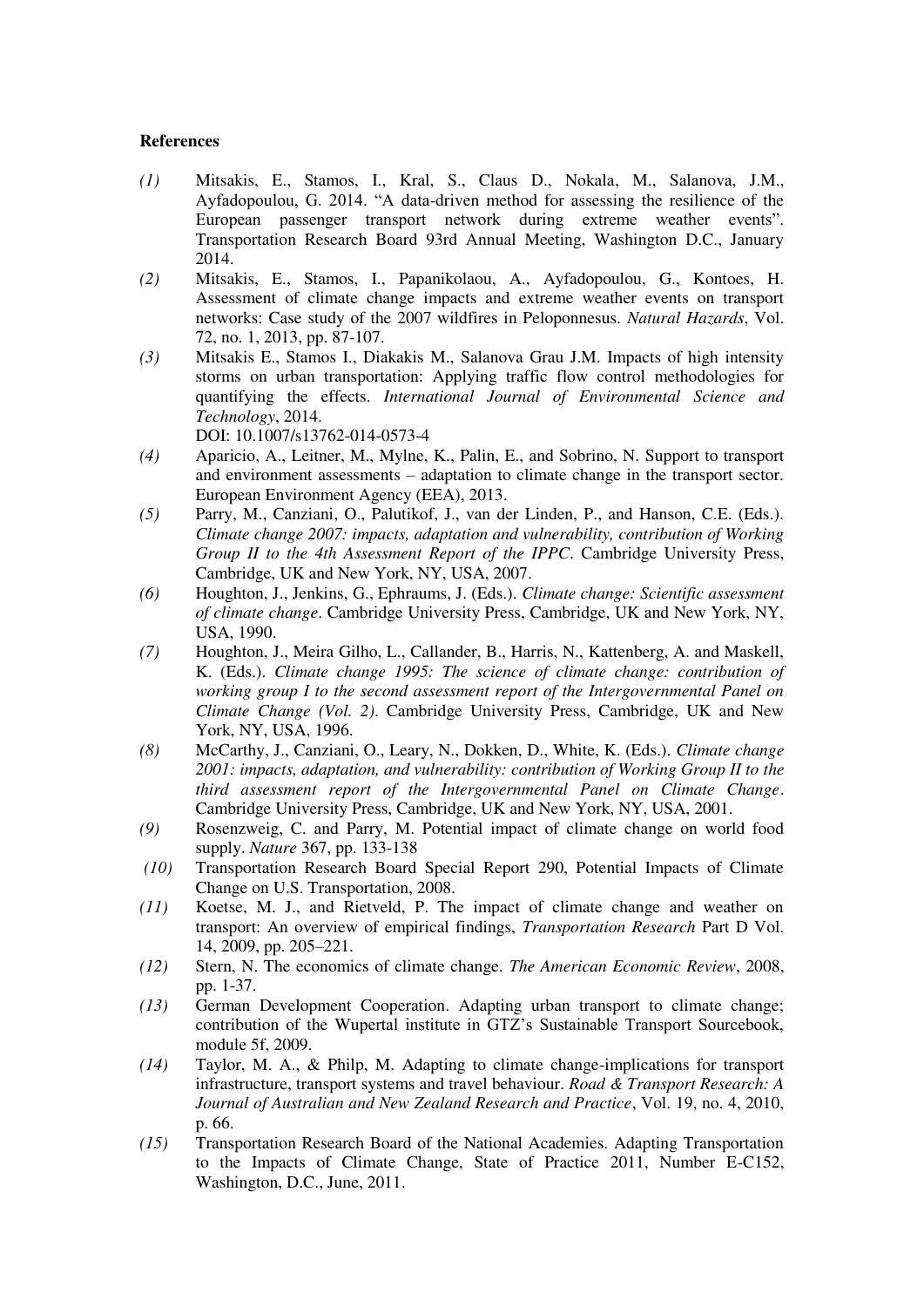**References**

*(1)* Mitsakis, E., Stamos, I., Kral, S., Claus D., Nokala, M., Salanova, J.M., Ayfadopoulou, G. 2014. "A data-driven method for assessing the resilience of the European passenger transport network during extreme weather events". Transportation Research Board 93rd Annual Meeting, Washington D.C., January 2014.

*(2)* Mitsakis, E., Stamos, I., Papanikolaou, A., Ayfadopoulou, G., Kontoes, H. Assessment of climate change impacts and extreme weather events on transport networks: Case study of the 2007 wildfires in Peloponnesus. *Natural Hazards*, Vol. 72, no. 1, 2013, pp. 87-107.

*(3)* Mitsakis E., Stamos I., Diakakis M., Salanova Grau J.M. Impacts of high intensity storms on urban transportation: Applying traffic flow control methodologies for quantifying the effects. *International Journal of Environmental Science and Technology*, 2014.
DOI: 10.1007/s13762-014-0573-4

*(4)* Aparicio, A., Leitner, M., Mylne, K., Palin, E., and Sobrino, N. Support to transport and environment assessments – adaptation to climate change in the transport sector. European Environment Agency (EEA), 2013.

*(5)* Parry, M., Canziani, O., Palutikof, J., van der Linden, P., and Hanson, C.E. (Eds.). *Climate change 2007: impacts, adaptation and vulnerability, contribution of Working Group II to the 4th Assessment Report of the IPPC*. Cambridge University Press, Cambridge, UK and New York, NY, USA, 2007.

*(6)* Houghton, J., Jenkins, G., Ephraums, J. (Eds.). *Climate change: Scientific assessment of climate change*. Cambridge University Press, Cambridge, UK and New York, NY, USA, 1990.

*(7)* Houghton, J., Meira Gilho, L., Callander, B., Harris, N., Kattenberg, A. and Maskell, K. (Eds.). *Climate change 1995: The science of climate change: contribution of working group I to the second assessment report of the Intergovernmental Panel on Climate Change (Vol. 2)*. Cambridge University Press, Cambridge, UK and New York, NY, USA, 1996.

*(8)* McCarthy, J., Canziani, O., Leary, N., Dokken, D., White, K. (Eds.). *Climate change 2001: impacts, adaptation, and vulnerability: contribution of Working Group II to the third assessment report of the Intergovernmental Panel on Climate Change*. Cambridge University Press, Cambridge, UK and New York, NY, USA, 2001.

*(9)* Rosenzweig, C. and Parry, M. Potential impact of climate change on world food supply. *Nature* 367, pp. 133-138

*(10)* Transportation Research Board Special Report 290, Potential Impacts of Climate Change on U.S. Transportation, 2008.

*(11)* Koetse, M. J., and Rietveld, P. The impact of climate change and weather on transport: An overview of empirical findings, *Transportation Research* Part D Vol. 14, 2009, pp. 205–221.

*(12)* Stern, N. The economics of climate change. *The American Economic Review*, 2008, pp. 1-37.

*(13)* German Development Cooperation. Adapting urban transport to climate change; contribution of the Wupertal institute in GTZ's Sustainable Transport Sourcebook, module 5f, 2009.

*(14)* Taylor, M. A., & Philp, M. Adapting to climate change-implications for transport infrastructure, transport systems and travel behaviour. *Road & Transport Research: A Journal of Australian and New Zealand Research and Practice*, Vol. 19, no. 4, 2010, p. 66.

*(15)* Transportation Research Board of the National Academies. Adapting Transportation to the Impacts of Climate Change, State of Practice 2011, Number E-C152, Washington, D.C., June, 2011.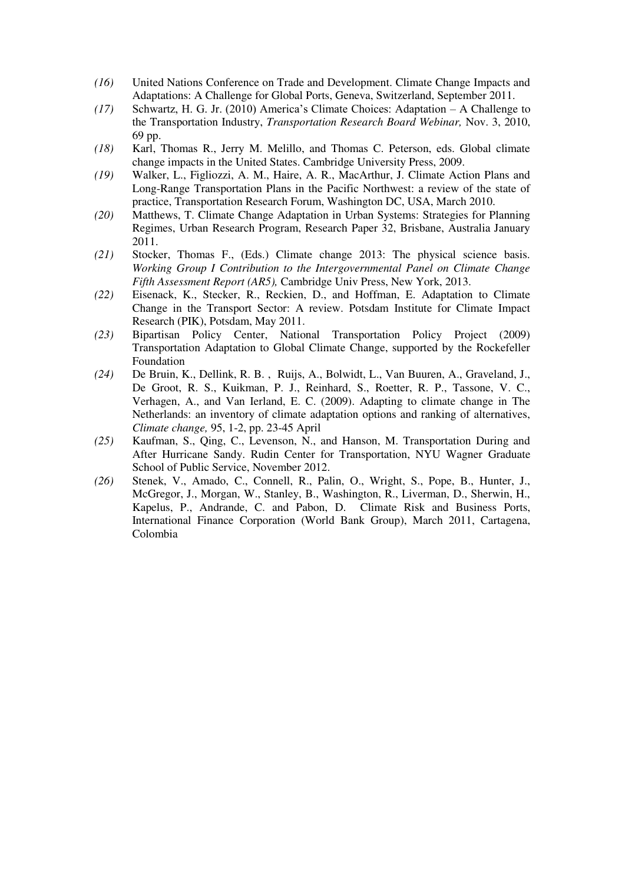*(16)* United Nations Conference on Trade and Development. Climate Change Impacts and Adaptations: A Challenge for Global Ports, Geneva, Switzerland, September 2011.

*(17)* Schwartz, H. G. Jr. (2010) America's Climate Choices: Adaptation – A Challenge to the Transportation Industry, *Transportation Research Board Webinar,* Nov. 3, 2010, 69 pp.

*(18)* Karl, Thomas R., Jerry M. Melillo, and Thomas C. Peterson, eds. Global climate change impacts in the United States. Cambridge University Press, 2009.

*(19)* Walker, L., Figliozzi, A. M., Haire, A. R., MacArthur, J. Climate Action Plans and Long-Range Transportation Plans in the Pacific Northwest: a review of the state of practice, Transportation Research Forum, Washington DC, USA, March 2010.

*(20)* Matthews, T. Climate Change Adaptation in Urban Systems: Strategies for Planning Regimes, Urban Research Program, Research Paper 32, Brisbane, Australia January 2011.

*(21)* Stocker, Thomas F., (Eds.) Climate change 2013: The physical science basis. *Working Group I Contribution to the Intergovernmental Panel on Climate Change Fifth Assessment Report (AR5),* Cambridge Univ Press, New York, 2013.

*(22)* Eisenack, K., Stecker, R., Reckien, D., and Hoffman, E. Adaptation to Climate Change in the Transport Sector: A review. Potsdam Institute for Climate Impact Research (PIK), Potsdam, May 2011.

*(23)* Bipartisan Policy Center, National Transportation Policy Project (2009) Transportation Adaptation to Global Climate Change, supported by the Rockefeller Foundation

*(24)* De Bruin, K., Dellink, R. B. , Ruijs, A., Bolwidt, L., Van Buuren, A., Graveland, J., De Groot, R. S., Kuikman, P. J., Reinhard, S., Roetter, R. P., Tassone, V. C., Verhagen, A., and Van Ierland, E. C. (2009). Adapting to climate change in The Netherlands: an inventory of climate adaptation options and ranking of alternatives, *Climate change,* 95, 1-2, pp. 23-45 April

*(25)* Kaufman, S., Qing, C., Levenson, N., and Hanson, M. Transportation During and After Hurricane Sandy. Rudin Center for Transportation, NYU Wagner Graduate School of Public Service, November 2012.

*(26)* Stenek, V., Amado, C., Connell, R., Palin, O., Wright, S., Pope, B., Hunter, J., McGregor, J., Morgan, W., Stanley, B., Washington, R., Liverman, D., Sherwin, H., Kapelus, P., Andrande, C. and Pabon, D. Climate Risk and Business Ports, International Finance Corporation (World Bank Group), March 2011, Cartagena, Colombia